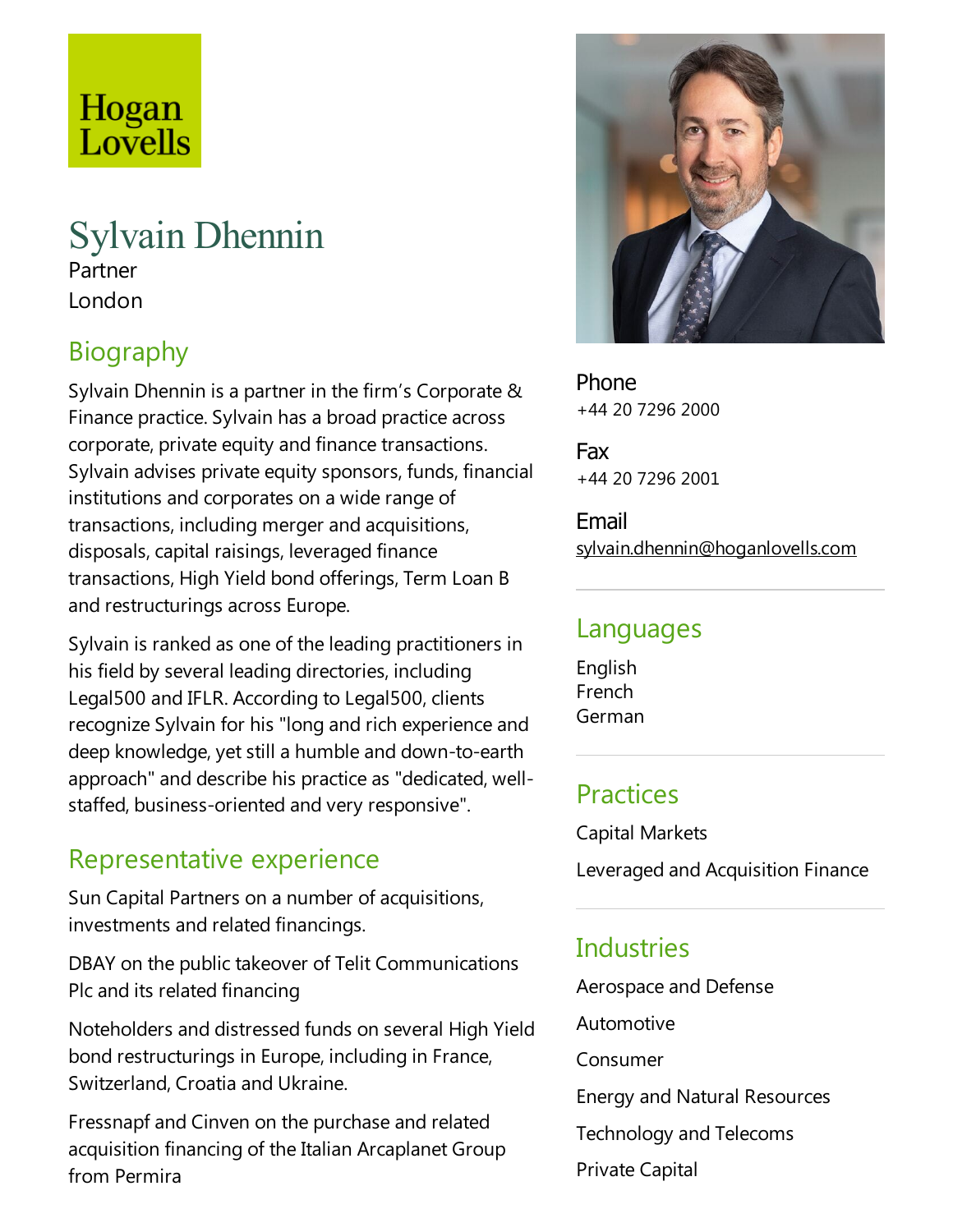Hogan Lovells

# Sylvain Dhennin

Partner

London

## Biography

Sylvain Dhennin is a partner in the firm's Corporate & Finance practice. Sylvain has a broad practice across corporate, private equity and finance transactions. Sylvain advises private equity sponsors, funds, financial institutions and corporates on a wide range of transactions, including merger and acquisitions, disposals, capital raisings, leveraged finance transactions, High Yield bond offerings, Term Loan B and restructurings across Europe.

Sylvain is ranked as one of the leading practitioners in his field by several leading directories, including Legal500 and IFLR. According to Legal500, clients recognize Sylvain for his "long and rich experience and deep knowledge, yet still a humble and down-to-earth approach" and describe his practice as "dedicated, well-staffed, business-oriented and very responsive".

## Representative experience

Sun Capital Partners on a number of acquisitions, investments and related financings.

DBAY on the public takeover of Telit Communications Plc and its related financing

Noteholders and distressed funds on several High Yield bond restructurings in Europe, including in France, Switzerland, Croatia and Ukraine.

Fressnapf and Cinven on the purchase and related acquisition financing of the Italian Arcaplanet Group from Permira

**Phone**
+44 20 7296 2000

**Fax**
+44 20 7296 2001

**Email**
sylvain.dhennin@hoganlovells.com

## Languages

English
French
German

## Practices

Capital Markets

Leveraged and Acquisition Finance

## Industries

Aerospace and Defense

Automotive

Consumer

Energy and Natural Resources

Technology and Telecoms

Private Capital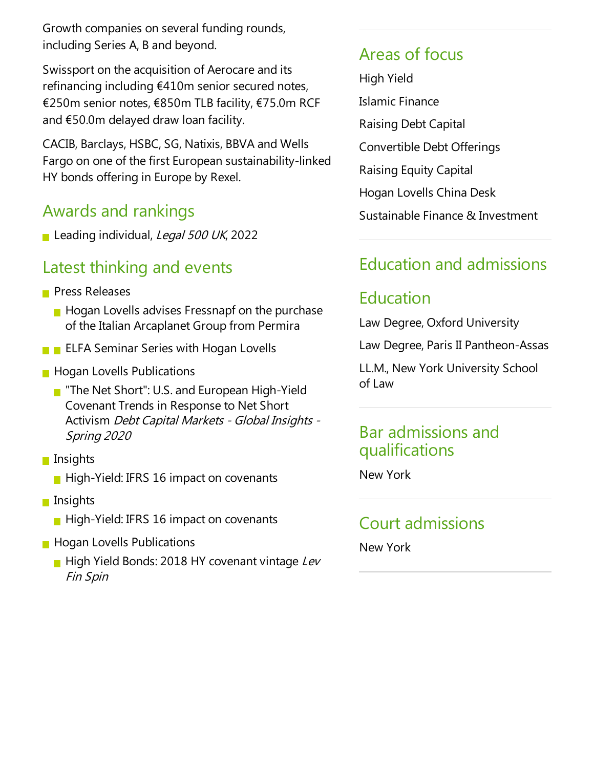Growth companies on several funding rounds, including Series A, B and beyond.

Swissport on the acquisition of Aerocare and its refinancing including €410m senior secured notes, €250m senior notes, €850m TLB facility, €75.0m RCF and €50.0m delayed draw loan facility.

CACIB, Barclays, HSBC, SG, Natixis, BBVA and Wells Fargo on one of the first European sustainability-linked HY bonds offering in Europe by Rexel.

## Awards and rankings

- Leading individual, *Legal 500 UK*, 2022

## Latest thinking and events

- Press Releases
  - Hogan Lovells advises Fressnapf on the purchase of the Italian Arcaplanet Group from Permira
  - ELFA Seminar Series with Hogan Lovells
- Hogan Lovells Publications
  - "The Net Short": U.S. and European High-Yield Covenant Trends in Response to Net Short Activism *Debt Capital Markets - Global Insights - Spring 2020*
- Insights
  - High-Yield: IFRS 16 impact on covenants
- Insights
  - High-Yield: IFRS 16 impact on covenants
- Hogan Lovells Publications
  - High Yield Bonds: 2018 HY covenant vintage *Lev Fin Spin*

## Areas of focus

High Yield

Islamic Finance

Raising Debt Capital

Convertible Debt Offerings

Raising Equity Capital

Hogan Lovells China Desk

Sustainable Finance & Investment

## Education and admissions

## Education

Law Degree, Oxford University

Law Degree, Paris II Pantheon-Assas

LL.M., New York University School of Law

## Bar admissions and qualifications

New York

## Court admissions

New York